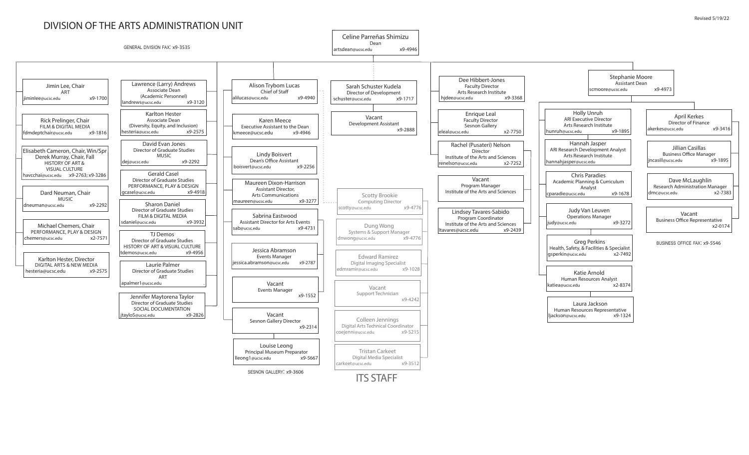# DIVISION OF THE ARTS ADMINISTRATION UNIT

Revised 5/19/22

GENERAL DIVISION FAX: x9-3535

**Celine Parreñas Shimizu**
Dean
artsdean@ucsc.edu x9-4946

## Department Chairs

- **Jimin Lee, Chair** — ART — jiminlee@ucsc.edu x9-1700
- **Rick Prelinger, Chair** — FILM & DIGITAL MEDIA — fdmdeptchair@ucsc.edu x9-1816
- **Elisabeth Cameron, Chair, Win/Spr; Derek Murray, Chair, Fall** — HISTORY OF ART & VISUAL CULTURE — havcchai@ucsc.edu x9-2763; x9-3286
- **Dard Neuman, Chair** — MUSIC — dneuman@ucsc.edu x9-2292
- **Michael Chemers, Chair** — PERFORMANCE, PLAY & DESIGN — chemers@ucsc.edu x2-7571
- **Karlton Hester, Director** — DIGITAL ARTS & NEW MEDIA — hesteria@ucsc.edu x9-2575

## Associate Deans and Directors of Graduate Studies

- **Lawrence (Larry) Andrews** — Associate Dean (Academic Personnel) — landrews@ucsc.edu x9-3120
- **Karlton Hester** — Associate Dean (Diversity, Equity, and Inclusion) — hesteria@ucsc.edu x9-2575
- **David Evan Jones** — Director of Graduate Studies, MUSIC — dej@ucsc.edu x9-2292
- **Gerald Casel** — Director of Graduate Studies, PERFORMANCE, PLAY & DESIGN — gcasel@ucsc.edu x9-4918
- **Sharon Daniel** — Director of Graduate Studies, FILM & DIGITAL MEDIA — sdaniel@ucsc.edu x9-3932
- **TJ Demos** — Director of Graduate Studies, HISTORY OF ART & VISUAL CULTURE — tdemos@ucsc.edu x9-4956
- **Laurie Palmer** — Director of Graduate Studies, ART — apalmer1@ucsc.edu
- **Jennifer Maytorena Taylor** — Director of Graduate Studies, SOCIAL DOCUMENTATION — jtaylo5@ucsc.edu x9-2826

## Chief of Staff

**Alison Trybom Lucas**
Chief of Staff
alilucas@ucsc.edu x9-4940

- **Karen Meece** — Executive Assistant to the Dean — kmeece@ucsc.edu x9-4946
- **Lindy Boisvert** — Dean's Office Assistant — boisvert@ucsc.edu x9-2256
- **Maureen Dixon-Harrison** — Assistant Director, Arts Communications — maureen@ucsc.edu x9-3277
- **Sabrina Eastwood** — Assistant Director for Arts Events — sab@ucsc.edu x9-4731
  - **Jessica Abramson** — Events Manager — jessica.abramson@ucsc.edu x9-2787
  - **Vacant** — Events Manager — x9-1552
- **Vacant** — Sesnon Gallery Director — x9-2314
  - **Louise Leong** — Principal Museum Preparator — lleong1@ucsc.edu x9-5667

SESNON GALLERY: x9-3606

## Development

**Sarah Schuster Kudela**
Director of Development
schuster@ucsc.edu x9-1717

- **Vacant** — Development Assistant — x9-2888

## ITS STAFF

**Scotty Brookie**
Computing Director
scotty@ucsc.edu x9-4776

- **Dung Wong** — Systems & Support Manager — dnwong@ucsc.edu x9-4776
- **Edward Ramirez** — Digital Imaging Specialist — edmramir@ucsc.edu x9-1028
- **Vacant** — Support Technician — x9-4242
- **Colleen Jennings** — Digital Arts Technical Coordinator — coejenni@ucsc.edu x9-5215
- **Tristan Carkeet** — Digital Media Specialist — carkeet@ucsc.edu x9-3512

## Arts Research Institute / Sesnon Gallery / Institute of the Arts and Sciences

- **Dee Hibbert-Jones** — Faculty Director, Arts Research Institute — hjdee@ucsc.edu x9-3368
- **Enrique Leal** — Faculty Director, Sesnon Gallery — eleal@ucsc.edu x2-7750
- **Rachel (Pusateri) Nelson** — Director, Institute of the Arts and Sciences — renelson@ucsc.edu x2-7252
  - **Vacant** — Program Manager, Institute of the Arts and Sciences
  - **Lindsey Tavares-Sabido** — Program Coordinator, Institute of the Arts and Sciences — ltavares@ucsc.edu x9-2439

## Assistant Dean

**Stephanie Moore**
Assistant Dean
scmoore@ucsc.edu x9-4973

- **Holly Unruh** — ARI Executive Director, Arts Research Institute — hunruh@ucsc.edu x9-1895
  - **Hannah Jasper** — ARI Research Development Analyst, Arts Research Institute — hannahjasper@ucsc.edu
- **Chris Paradies** — Academic Planning & Curriculum Analyst — cparadie@ucsc.edu x9-1678
- **Judy Van Leuven** — Operations Manager — judy@ucsc.edu x9-3272
  - **Greg Perkins** — Health, Safety, & Facilities Specialist — gsperkin@ucsc.edu x2-7492
- **Katie Arnold** — Human Resources Analyst — katiea@ucsc.edu x2-8374
  - **Laura Jackson** — Human Resources Representative — ljackson@ucsc.edu x9-1324
- **April Kerkes** — Director of Finance — akerkes@ucsc.edu x9-3416
  - **Jillian Casillas** — Business Office Manager — jncasill@ucsc.edu x9-1895
  - **Dave McLaughlin** — Research Administration Manager — dmc@ucsc.edu x2-7383
  - **Vacant** — Business Office Representative — x2-0174

BUSINESS OFFICE FAX: x9-5546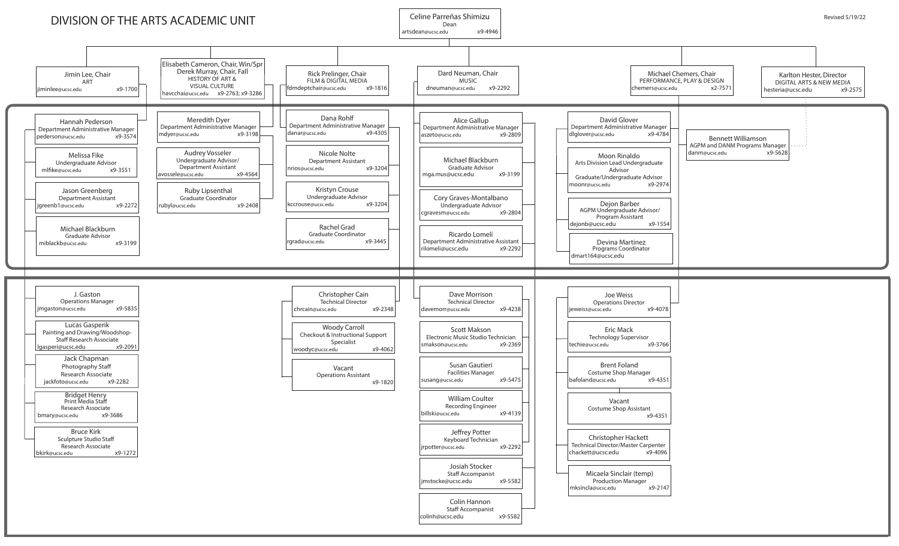# DIVISION OF THE ARTS ACADEMIC UNIT

Revised 5/19/22

**Celine Parreñas Shimizu**
Dean
artsdean@ucsc.edu x9-4946

## Jimin Lee, Chair — ART
jiminlee@ucsc.edu x9-1700

- Hannah Pederson — Department Administrative Manager — pederson@ucsc.edu x9-3574
- Melissa Fike — Undergraduate Advisor — mlfike@ucsc.edu x9-3551
- Jason Greenberg — Department Assistant — jgreenb1@ucsc.edu x9-2272
- Michael Blackburn — Graduate Advisor — miblackb@ucsc.edu x9-3199
- J. Gaston — Operations Manager — jmgaston@ucsc.edu x9-5835
- Lucas Gasperik — Painting and Drawing/Woodshop-Staff Research Associate — lgasperi@ucsc.edu x9-2091
- Jack Chapman — Photography Staff Research Associate — jackfoto@ucsc.edu x9-2282
- Bridget Henry — Print Media Staff Research Associate — bmary@ucsc.edu x9-3686
- Bruce Kirk — Sculpture Studio Staff Research Associate — bkirk@ucsc.edu x9-1272

## Elisabeth Cameron, Chair, Win/Spr; Derek Murray, Chair, Fall — HISTORY OF ART & VISUAL CULTURE
havcchai@ucsc.edu x9-2763; x9-3286

- Meredith Dyer — Department Administrative Manager — mdyer@ucsc.edu x9-3198
- Audrey Vosseler — Undergraduate Advisor/Department Assistant — avossele@ucsc.edu x9-4564
- Ruby Lipsenthal — Graduate Coordinator — rubyl@ucsc.edu x9-2408

## Rick Prelinger, Chair — FILM & DIGITAL MEDIA
fdmdeptchair@ucsc.edu x9-1816

- Dana Rohlf — Department Administrative Manager — danar@ucsc.edu x9-4305
- Nicole Nolte — Department Assistant — nrios@ucsc.edu x9-3204
- Kristyn Crouse — Undergraduate Advisor — kccrouse@ucsc.edu x9-3204
- Rachel Grad — Graduate Coordinator — rgrad@ucsc.edu x9-3445
- Christopher Cain — Technical Director — chrcain@ucsc.edu x9-2348
- Woody Carroll — Checkout & Instructional Support Specialist — woodyc@ucsc.edu x9-4062
- Vacant — Operations Assistant — x9-1820

## Dard Neuman, Chair — MUSIC
dneuman@ucsc.edu x9-2292

- Alice Gallup — Department Administrative Manager — aszeto@ucsc.edu x9-2809
- Michael Blackburn — Graduate Advisor — mga.mus@ucsc.edu x9-3199
- Cory Graves-Montalbano — Undergraduate Advisor — cgravesm@ucsc.edu x9-2804
- Ricardo Lomelí — Department Administrative Assistant — rilomeli@ucsc.edu x9-2292
- Dave Morrison — Technical Director — davemorr@ucsc.edu x9-4238
- Scott Makson — Electronic Music Studio Technician — smakson@ucsc.edu x9-2369
- Susan Gautieri — Facilities Manager — susang@ucsc.edu x9-5475
- William Coulter — Recording Engineer — billski@ucsc.edu x9-4139
- Jeffrey Potter — Keyboard Technician — jrpotter@ucsc.edu x9-2292
- Josiah Stocker — Staff Accompanist — jmstocke@ucsc.edu x9-5582
- Colin Hannon — Staff Accompanist — colinh@ucsc.edu x9-5582

## Michael Chemers, Chair — PERFORMANCE, PLAY & DESIGN
chemers@ucsc.edu x2-7571

- David Glover — Department Administrative Manager — dlglover@ucsc.edu x9-4784
- Moon Rinaldo — Arts Division Lead Undergraduate Advisor; Graduate/Undergraduate Advisor — moonr@ucsc.edu x9-2974
- Dejon Barber — AGPM Undergraduate Advisor/Program Assistant — dejonb@ucsc.edu x9-1554
- Devina Martinez — Programs Coordinator — dmart164@ucsc.edu
- Joe Weiss — Operations Director — jeweiss@ucsc.edu x9-4078
- Eric Mack — Technology Supervisor — techie@ucsc.edu x9-3766
- Brent Foland — Costume Shop Manager — bafoland@ucsc.edu x9-4351
  - Vacant — Costume Shop Assistant — x9-4351
- Christopher Hackett — Technical Director/Master Carpenter — chackett@ucsc.edu x9-4096
- Micaela Sinclair (temp) — Production Manager — mksincla@ucsc.edu x9-2147

## Karlton Hester, Director — DIGITAL ARTS & NEW MEDIA
hesteria@ucsc.edu x9-2575

- Bennett Williamson — AGPM and DANM Programs Manager — danm@ucsc.edu x9-5628